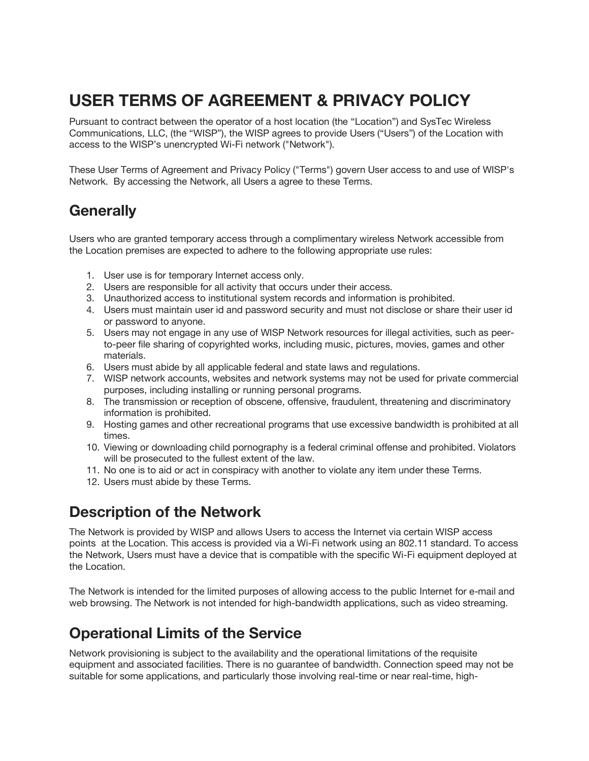# USER TERMS OF AGREEMENT & PRIVACY POLICY

Pursuant to contract between the operator of a host location (the "Location") and SysTec Wireless Communications, LLC, (the "WISP"), the WISP agrees to provide Users ("Users") of the Location with access to the WISP's unencrypted Wi-Fi network ("Network").

These User Terms of Agreement and Privacy Policy ("Terms") govern User access to and use of WISP's Network. By accessing the Network, all Users a agree to these Terms.

## Generally

Users who are granted temporary access through a complimentary wireless Network accessible from the Location premises are expected to adhere to the following appropriate use rules:

1. User use is for temporary Internet access only.
2. Users are responsible for all activity that occurs under their access.
3. Unauthorized access to institutional system records and information is prohibited.
4. Users must maintain user id and password security and must not disclose or share their user id or password to anyone.
5. Users may not engage in any use of WISP Network resources for illegal activities, such as peer-to-peer file sharing of copyrighted works, including music, pictures, movies, games and other materials.
6. Users must abide by all applicable federal and state laws and regulations.
7. WISP network accounts, websites and network systems may not be used for private commercial purposes, including installing or running personal programs.
8. The transmission or reception of obscene, offensive, fraudulent, threatening and discriminatory information is prohibited.
9. Hosting games and other recreational programs that use excessive bandwidth is prohibited at all times.
10. Viewing or downloading child pornography is a federal criminal offense and prohibited. Violators will be prosecuted to the fullest extent of the law.
11. No one is to aid or act in conspiracy with another to violate any item under these Terms.
12. Users must abide by these Terms.

## Description of the Network

The Network is provided by WISP and allows Users to access the Internet via certain WISP access points at the Location. This access is provided via a Wi-Fi network using an 802.11 standard. To access the Network, Users must have a device that is compatible with the specific Wi-Fi equipment deployed at the Location.

The Network is intended for the limited purposes of allowing access to the public Internet for e-mail and web browsing. The Network is not intended for high-bandwidth applications, such as video streaming.

## Operational Limits of the Service

Network provisioning is subject to the availability and the operational limitations of the requisite equipment and associated facilities. There is no guarantee of bandwidth. Connection speed may not be suitable for some applications, and particularly those involving real-time or near real-time, high-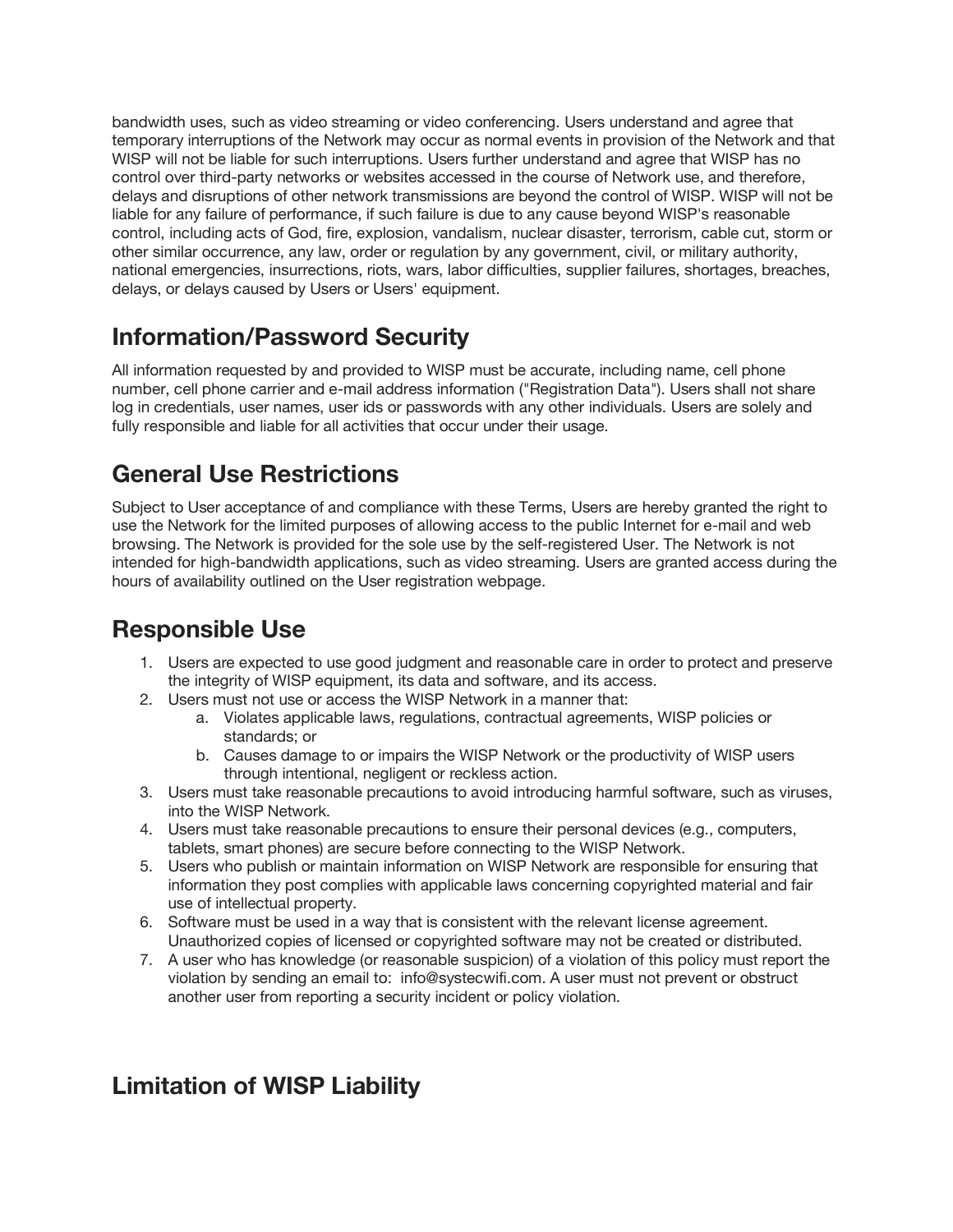bandwidth uses, such as video streaming or video conferencing. Users understand and agree that temporary interruptions of the Network may occur as normal events in provision of the Network and that WISP will not be liable for such interruptions. Users further understand and agree that WISP has no control over third-party networks or websites accessed in the course of Network use, and therefore, delays and disruptions of other network transmissions are beyond the control of WISP. WISP will not be liable for any failure of performance, if such failure is due to any cause beyond WISP's reasonable control, including acts of God, fire, explosion, vandalism, nuclear disaster, terrorism, cable cut, storm or other similar occurrence, any law, order or regulation by any government, civil, or military authority, national emergencies, insurrections, riots, wars, labor difficulties, supplier failures, shortages, breaches, delays, or delays caused by Users or Users' equipment.

## Information/Password Security

All information requested by and provided to WISP must be accurate, including name, cell phone number, cell phone carrier and e-mail address information ("Registration Data"). Users shall not share log in credentials, user names, user ids or passwords with any other individuals. Users are solely and fully responsible and liable for all activities that occur under their usage.

## General Use Restrictions

Subject to User acceptance of and compliance with these Terms, Users are hereby granted the right to use the Network for the limited purposes of allowing access to the public Internet for e-mail and web browsing. The Network is provided for the sole use by the self-registered User. The Network is not intended for high-bandwidth applications, such as video streaming. Users are granted access during the hours of availability outlined on the User registration webpage.

## Responsible Use

1. Users are expected to use good judgment and reasonable care in order to protect and preserve the integrity of WISP equipment, its data and software, and its access.
2. Users must not use or access the WISP Network in a manner that:
   a. Violates applicable laws, regulations, contractual agreements, WISP policies or standards; or
   b. Causes damage to or impairs the WISP Network or the productivity of WISP users through intentional, negligent or reckless action.
3. Users must take reasonable precautions to avoid introducing harmful software, such as viruses, into the WISP Network.
4. Users must take reasonable precautions to ensure their personal devices (e.g., computers, tablets, smart phones) are secure before connecting to the WISP Network.
5. Users who publish or maintain information on WISP Network are responsible for ensuring that information they post complies with applicable laws concerning copyrighted material and fair use of intellectual property.
6. Software must be used in a way that is consistent with the relevant license agreement. Unauthorized copies of licensed or copyrighted software may not be created or distributed.
7. A user who has knowledge (or reasonable suspicion) of a violation of this policy must report the violation by sending an email to: info@systecwifi.com. A user must not prevent or obstruct another user from reporting a security incident or policy violation.

## Limitation of WISP Liability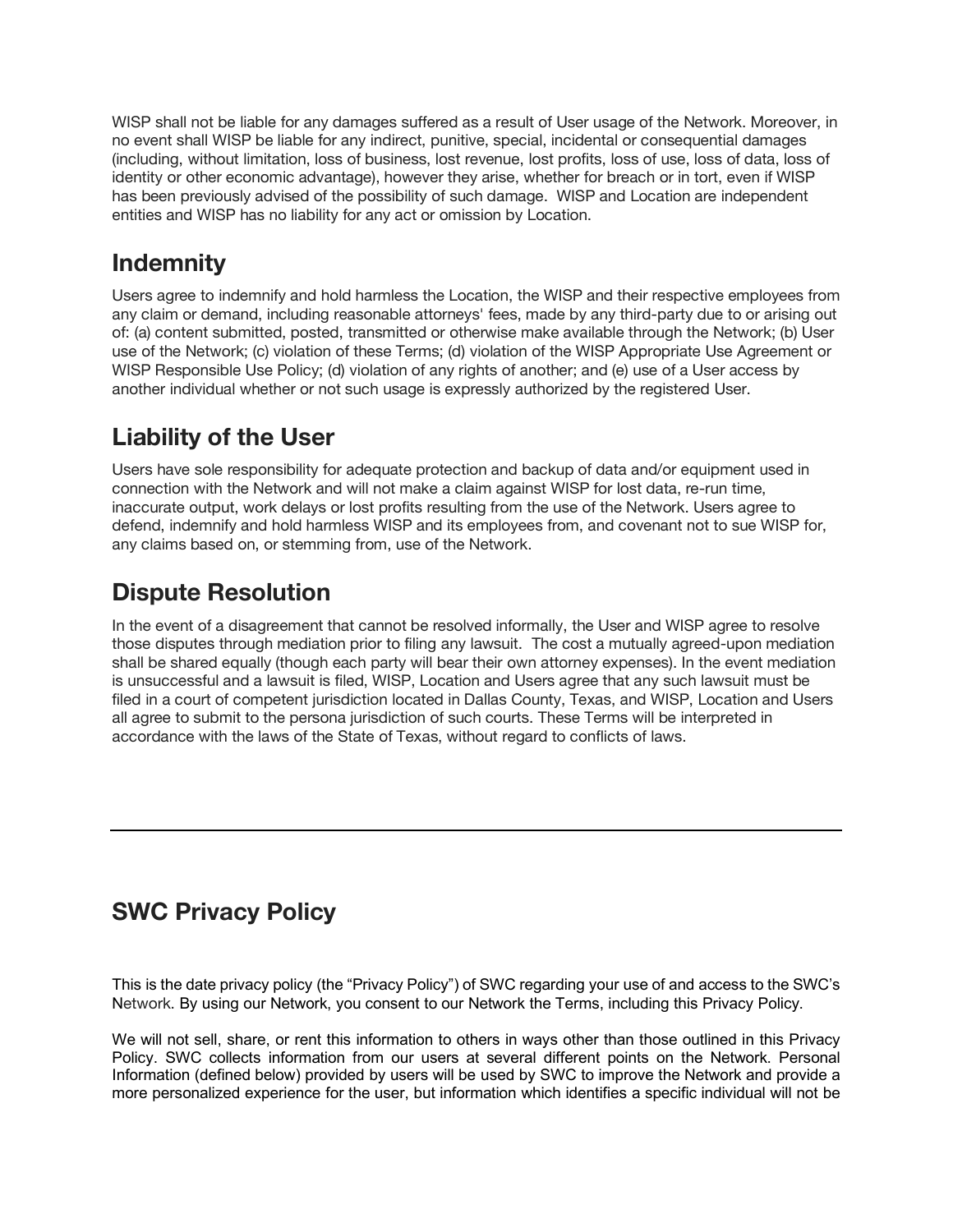WISP shall not be liable for any damages suffered as a result of User usage of the Network. Moreover, in no event shall WISP be liable for any indirect, punitive, special, incidental or consequential damages (including, without limitation, loss of business, lost revenue, lost profits, loss of use, loss of data, loss of identity or other economic advantage), however they arise, whether for breach or in tort, even if WISP has been previously advised of the possibility of such damage. WISP and Location are independent entities and WISP has no liability for any act or omission by Location.

## Indemnity

Users agree to indemnify and hold harmless the Location, the WISP and their respective employees from any claim or demand, including reasonable attorneys' fees, made by any third-party due to or arising out of: (a) content submitted, posted, transmitted or otherwise make available through the Network; (b) User use of the Network; (c) violation of these Terms; (d) violation of the WISP Appropriate Use Agreement or WISP Responsible Use Policy; (d) violation of any rights of another; and (e) use of a User access by another individual whether or not such usage is expressly authorized by the registered User.

## Liability of the User

Users have sole responsibility for adequate protection and backup of data and/or equipment used in connection with the Network and will not make a claim against WISP for lost data, re-run time, inaccurate output, work delays or lost profits resulting from the use of the Network. Users agree to defend, indemnify and hold harmless WISP and its employees from, and covenant not to sue WISP for, any claims based on, or stemming from, use of the Network.

## Dispute Resolution

In the event of a disagreement that cannot be resolved informally, the User and WISP agree to resolve those disputes through mediation prior to filing any lawsuit. The cost a mutually agreed-upon mediation shall be shared equally (though each party will bear their own attorney expenses). In the event mediation is unsuccessful and a lawsuit is filed, WISP, Location and Users agree that any such lawsuit must be filed in a court of competent jurisdiction located in Dallas County, Texas, and WISP, Location and Users all agree to submit to the persona jurisdiction of such courts. These Terms will be interpreted in accordance with the laws of the State of Texas, without regard to conflicts of laws.

---

## SWC Privacy Policy

This is the date privacy policy (the “Privacy Policy”) of SWC regarding your use of and access to the SWC’s Network. By using our Network, you consent to our Network the Terms, including this Privacy Policy.

We will not sell, share, or rent this information to others in ways other than those outlined in this Privacy Policy. SWC collects information from our users at several different points on the Network. Personal Information (defined below) provided by users will be used by SWC to improve the Network and provide a more personalized experience for the user, but information which identifies a specific individual will not be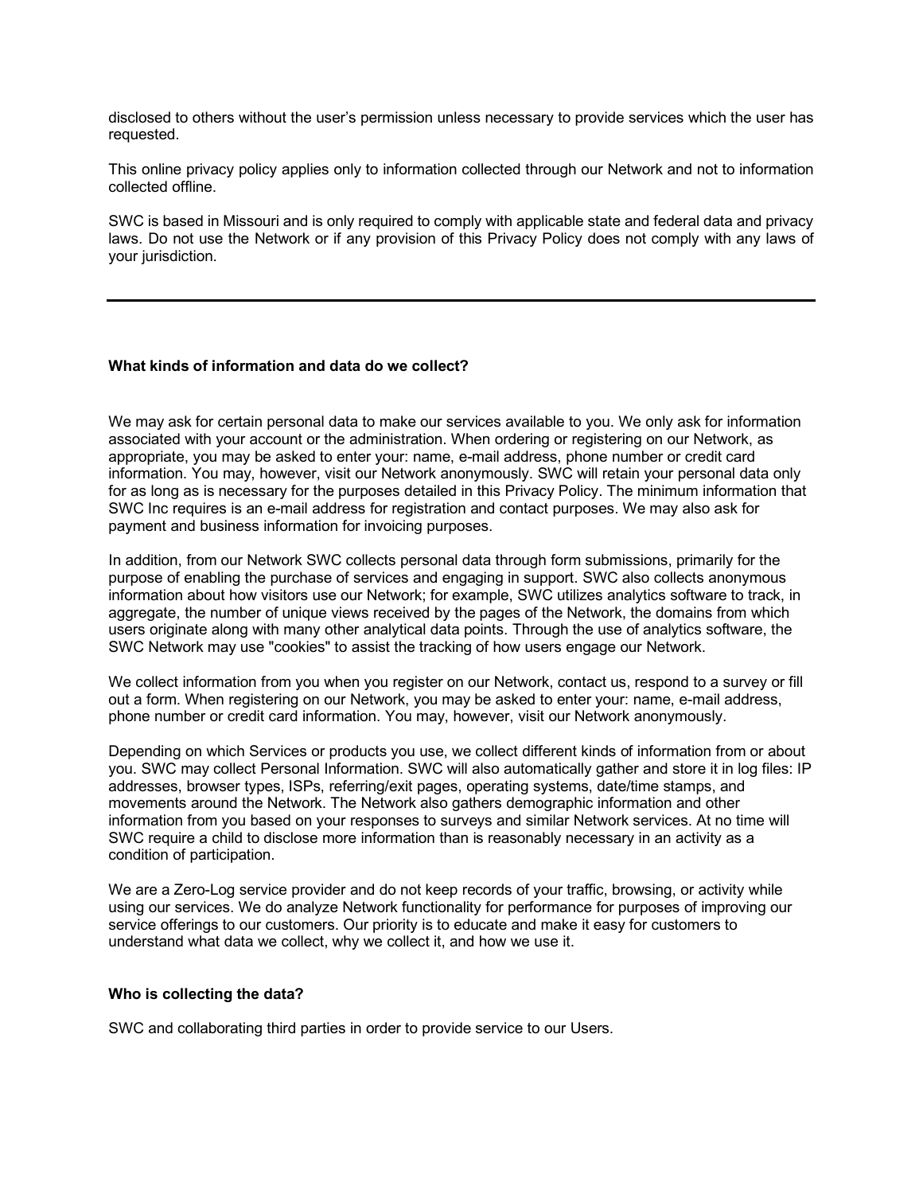disclosed to others without the user's permission unless necessary to provide services which the user has requested.

This online privacy policy applies only to information collected through our Network and not to information collected offline.

SWC is based in Missouri and is only required to comply with applicable state and federal data and privacy laws. Do not use the Network or if any provision of this Privacy Policy does not comply with any laws of your jurisdiction.

---

**What kinds of information and data do we collect?**

We may ask for certain personal data to make our services available to you. We only ask for information associated with your account or the administration. When ordering or registering on our Network, as appropriate, you may be asked to enter your: name, e-mail address, phone number or credit card information. You may, however, visit our Network anonymously. SWC will retain your personal data only for as long as is necessary for the purposes detailed in this Privacy Policy. The minimum information that SWC Inc requires is an e-mail address for registration and contact purposes. We may also ask for payment and business information for invoicing purposes.

In addition, from our Network SWC collects personal data through form submissions, primarily for the purpose of enabling the purchase of services and engaging in support. SWC also collects anonymous information about how visitors use our Network; for example, SWC utilizes analytics software to track, in aggregate, the number of unique views received by the pages of the Network, the domains from which users originate along with many other analytical data points. Through the use of analytics software, the SWC Network may use "cookies" to assist the tracking of how users engage our Network.

We collect information from you when you register on our Network, contact us, respond to a survey or fill out a form. When registering on our Network, you may be asked to enter your: name, e-mail address, phone number or credit card information. You may, however, visit our Network anonymously.

Depending on which Services or products you use, we collect different kinds of information from or about you. SWC may collect Personal Information. SWC will also automatically gather and store it in log files: IP addresses, browser types, ISPs, referring/exit pages, operating systems, date/time stamps, and movements around the Network. The Network also gathers demographic information and other information from you based on your responses to surveys and similar Network services. At no time will SWC require a child to disclose more information than is reasonably necessary in an activity as a condition of participation.

We are a Zero-Log service provider and do not keep records of your traffic, browsing, or activity while using our services. We do analyze Network functionality for performance for purposes of improving our service offerings to our customers. Our priority is to educate and make it easy for customers to understand what data we collect, why we collect it, and how we use it.

**Who is collecting the data?**

SWC and collaborating third parties in order to provide service to our Users.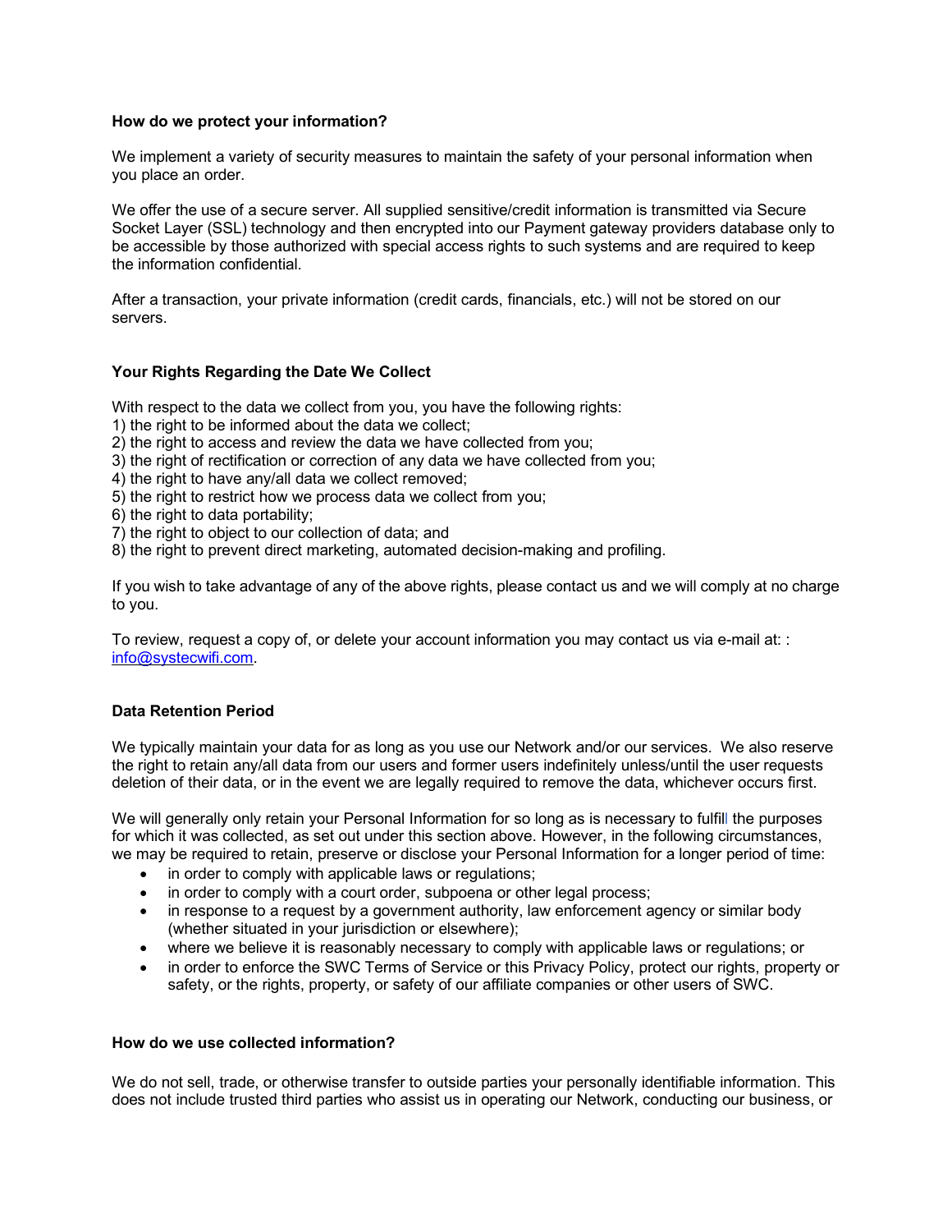**How do we protect your information?**

We implement a variety of security measures to maintain the safety of your personal information when you place an order.

We offer the use of a secure server. All supplied sensitive/credit information is transmitted via Secure Socket Layer (SSL) technology and then encrypted into our Payment gateway providers database only to be accessible by those authorized with special access rights to such systems and are required to keep the information confidential.

After a transaction, your private information (credit cards, financials, etc.) will not be stored on our servers.

**Your Rights Regarding the Date We Collect**

With respect to the data we collect from you, you have the following rights:
1) the right to be informed about the data we collect;
2) the right to access and review the data we have collected from you;
3) the right of rectification or correction of any data we have collected from you;
4) the right to have any/all data we collect removed;
5) the right to restrict how we process data we collect from you;
6) the right to data portability;
7) the right to object to our collection of data; and
8) the right to prevent direct marketing, automated decision-making and profiling.

If you wish to take advantage of any of the above rights, please contact us and we will comply at no charge to you.

To review, request a copy of, or delete your account information you may contact us via e-mail at: : info@systecwifi.com.

**Data Retention Period**

We typically maintain your data for as long as you use our Network and/or our services. We also reserve the right to retain any/all data from our users and former users indefinitely unless/until the user requests deletion of their data, or in the event we are legally required to remove the data, whichever occurs first.

We will generally only retain your Personal Information for so long as is necessary to fulfill the purposes for which it was collected, as set out under this section above. However, in the following circumstances, we may be required to retain, preserve or disclose your Personal Information for a longer period of time:

- in order to comply with applicable laws or regulations;
- in order to comply with a court order, subpoena or other legal process;
- in response to a request by a government authority, law enforcement agency or similar body (whether situated in your jurisdiction or elsewhere);
- where we believe it is reasonably necessary to comply with applicable laws or regulations; or
- in order to enforce the SWC Terms of Service or this Privacy Policy, protect our rights, property or safety, or the rights, property, or safety of our affiliate companies or other users of SWC.

**How do we use collected information?**

We do not sell, trade, or otherwise transfer to outside parties your personally identifiable information. This does not include trusted third parties who assist us in operating our Network, conducting our business, or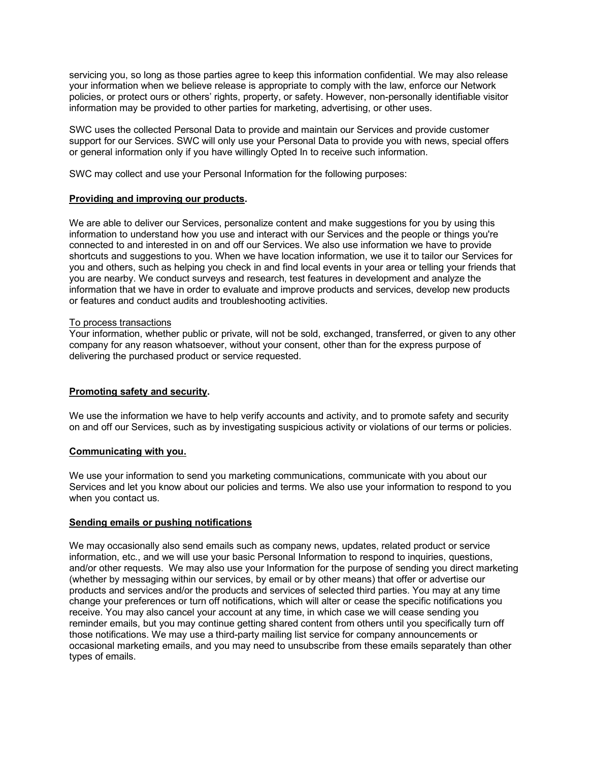servicing you, so long as those parties agree to keep this information confidential. We may also release your information when we believe release is appropriate to comply with the law, enforce our Network policies, or protect ours or others' rights, property, or safety. However, non-personally identifiable visitor information may be provided to other parties for marketing, advertising, or other uses.

SWC uses the collected Personal Data to provide and maintain our Services and provide customer support for our Services. SWC will only use your Personal Data to provide you with news, special offers or general information only if you have willingly Opted In to receive such information.

SWC may collect and use your Personal Information for the following purposes:

**<u>Providing and improving our products</u>.**

We are able to deliver our Services, personalize content and make suggestions for you by using this information to understand how you use and interact with our Services and the people or things you're connected to and interested in on and off our Services. We also use information we have to provide shortcuts and suggestions to you. When we have location information, we use it to tailor our Services for you and others, such as helping you check in and find local events in your area or telling your friends that you are nearby. We conduct surveys and research, test features in development and analyze the information that we have in order to evaluate and improve products and services, develop new products or features and conduct audits and troubleshooting activities.

<u>To process transactions</u>
Your information, whether public or private, will not be sold, exchanged, transferred, or given to any other company for any reason whatsoever, without your consent, other than for the express purpose of delivering the purchased product or service requested.

**<u>Promoting safety and security</u>.**

We use the information we have to help verify accounts and activity, and to promote safety and security on and off our Services, such as by investigating suspicious activity or violations of our terms or policies.

**<u>Communicating with you.</u>**

We use your information to send you marketing communications, communicate with you about our Services and let you know about our policies and terms. We also use your information to respond to you when you contact us.

**<u>Sending emails or pushing notifications</u>**

We may occasionally also send emails such as company news, updates, related product or service information, etc., and we will use your basic Personal Information to respond to inquiries, questions, and/or other requests. We may also use your Information for the purpose of sending you direct marketing (whether by messaging within our services, by email or by other means) that offer or advertise our products and services and/or the products and services of selected third parties. You may at any time change your preferences or turn off notifications, which will alter or cease the specific notifications you receive. You may also cancel your account at any time, in which case we will cease sending you reminder emails, but you may continue getting shared content from others until you specifically turn off those notifications. We may use a third-party mailing list service for company announcements or occasional marketing emails, and you may need to unsubscribe from these emails separately than other types of emails.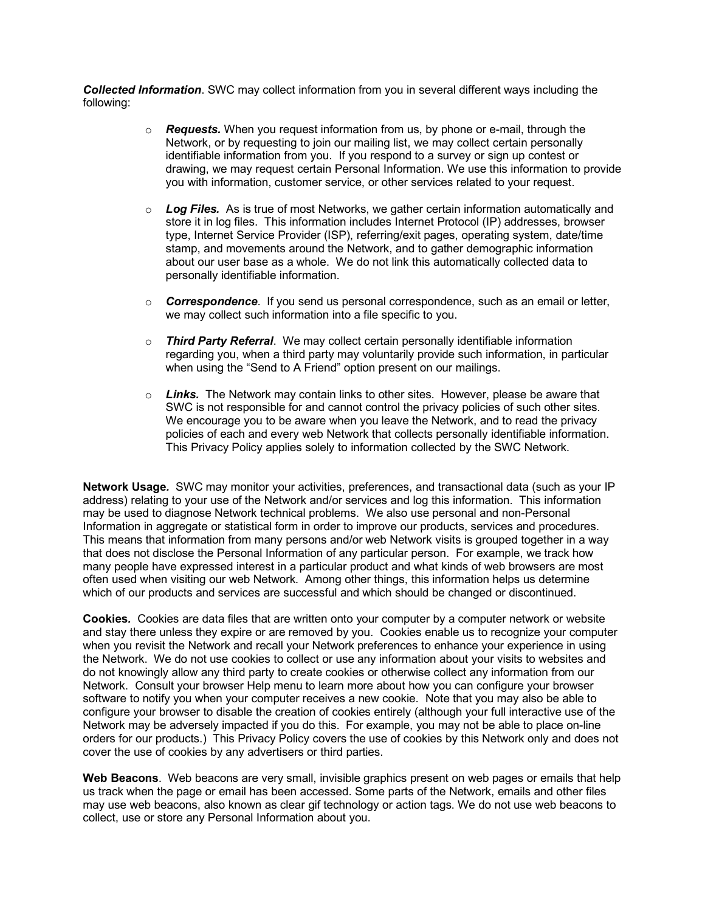***Collected Information***. SWC may collect information from you in several different ways including the following:

- ***Requests.*** When you request information from us, by phone or e-mail, through the Network, or by requesting to join our mailing list, we may collect certain personally identifiable information from you. If you respond to a survey or sign up contest or drawing, we may request certain Personal Information. We use this information to provide you with information, customer service, or other services related to your request.

- ***Log Files.*** As is true of most Networks, we gather certain information automatically and store it in log files. This information includes Internet Protocol (IP) addresses, browser type, Internet Service Provider (ISP), referring/exit pages, operating system, date/time stamp, and movements around the Network, and to gather demographic information about our user base as a whole. We do not link this automatically collected data to personally identifiable information.

- ***Correspondence***. If you send us personal correspondence, such as an email or letter, we may collect such information into a file specific to you.

- ***Third Party Referral***. We may collect certain personally identifiable information regarding you, when a third party may voluntarily provide such information, in particular when using the "Send to A Friend" option present on our mailings.

- ***Links.*** The Network may contain links to other sites. However, please be aware that SWC is not responsible for and cannot control the privacy policies of such other sites. We encourage you to be aware when you leave the Network, and to read the privacy policies of each and every web Network that collects personally identifiable information. This Privacy Policy applies solely to information collected by the SWC Network.

**Network Usage.** SWC may monitor your activities, preferences, and transactional data (such as your IP address) relating to your use of the Network and/or services and log this information. This information may be used to diagnose Network technical problems. We also use personal and non-Personal Information in aggregate or statistical form in order to improve our products, services and procedures. This means that information from many persons and/or web Network visits is grouped together in a way that does not disclose the Personal Information of any particular person. For example, we track how many people have expressed interest in a particular product and what kinds of web browsers are most often used when visiting our web Network. Among other things, this information helps us determine which of our products and services are successful and which should be changed or discontinued.

**Cookies.** Cookies are data files that are written onto your computer by a computer network or website and stay there unless they expire or are removed by you. Cookies enable us to recognize your computer when you revisit the Network and recall your Network preferences to enhance your experience in using the Network. We do not use cookies to collect or use any information about your visits to websites and do not knowingly allow any third party to create cookies or otherwise collect any information from our Network. Consult your browser Help menu to learn more about how you can configure your browser software to notify you when your computer receives a new cookie. Note that you may also be able to configure your browser to disable the creation of cookies entirely (although your full interactive use of the Network may be adversely impacted if you do this. For example, you may not be able to place on-line orders for our products.) This Privacy Policy covers the use of cookies by this Network only and does not cover the use of cookies by any advertisers or third parties.

**Web Beacons**. Web beacons are very small, invisible graphics present on web pages or emails that help us track when the page or email has been accessed. Some parts of the Network, emails and other files may use web beacons, also known as clear gif technology or action tags. We do not use web beacons to collect, use or store any Personal Information about you.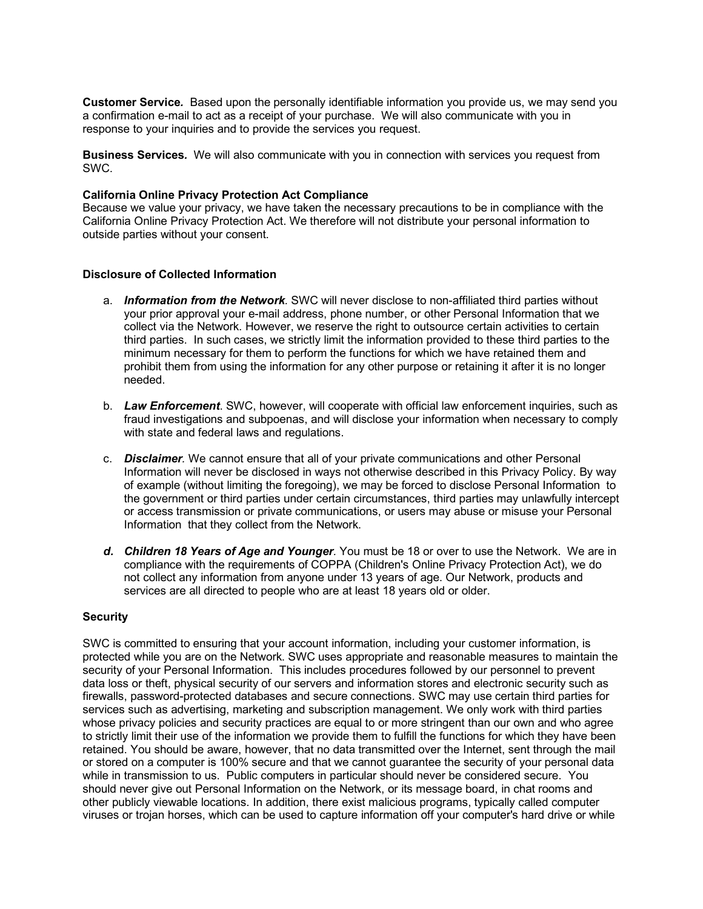**Customer Service.** Based upon the personally identifiable information you provide us, we may send you a confirmation e-mail to act as a receipt of your purchase. We will also communicate with you in response to your inquiries and to provide the services you request.

**Business Services.** We will also communicate with you in connection with services you request from SWC.

**California Online Privacy Protection Act Compliance**
Because we value your privacy, we have taken the necessary precautions to be in compliance with the California Online Privacy Protection Act. We therefore will not distribute your personal information to outside parties without your consent.

**Disclosure of Collected Information**

a. ***Information from the Network***. SWC will never disclose to non-affiliated third parties without your prior approval your e-mail address, phone number, or other Personal Information that we collect via the Network. However, we reserve the right to outsource certain activities to certain third parties. In such cases, we strictly limit the information provided to these third parties to the minimum necessary for them to perform the functions for which we have retained them and prohibit them from using the information for any other purpose or retaining it after it is no longer needed.

b. ***Law Enforcement***. SWC, however, will cooperate with official law enforcement inquiries, such as fraud investigations and subpoenas, and will disclose your information when necessary to comply with state and federal laws and regulations.

c. ***Disclaimer***. We cannot ensure that all of your private communications and other Personal Information will never be disclosed in ways not otherwise described in this Privacy Policy. By way of example (without limiting the foregoing), we may be forced to disclose Personal Information to the government or third parties under certain circumstances, third parties may unlawfully intercept or access transmission or private communications, or users may abuse or misuse your Personal Information that they collect from the Network.

***d. Children 18 Years of Age and Younger***. You must be 18 or over to use the Network. We are in compliance with the requirements of COPPA (Children's Online Privacy Protection Act), we do not collect any information from anyone under 13 years of age. Our Network, products and services are all directed to people who are at least 18 years old or older.

**Security**

SWC is committed to ensuring that your account information, including your customer information, is protected while you are on the Network. SWC uses appropriate and reasonable measures to maintain the security of your Personal Information. This includes procedures followed by our personnel to prevent data loss or theft, physical security of our servers and information stores and electronic security such as firewalls, password-protected databases and secure connections. SWC may use certain third parties for services such as advertising, marketing and subscription management. We only work with third parties whose privacy policies and security practices are equal to or more stringent than our own and who agree to strictly limit their use of the information we provide them to fulfill the functions for which they have been retained. You should be aware, however, that no data transmitted over the Internet, sent through the mail or stored on a computer is 100% secure and that we cannot guarantee the security of your personal data while in transmission to us. Public computers in particular should never be considered secure. You should never give out Personal Information on the Network, or its message board, in chat rooms and other publicly viewable locations. In addition, there exist malicious programs, typically called computer viruses or trojan horses, which can be used to capture information off your computer's hard drive or while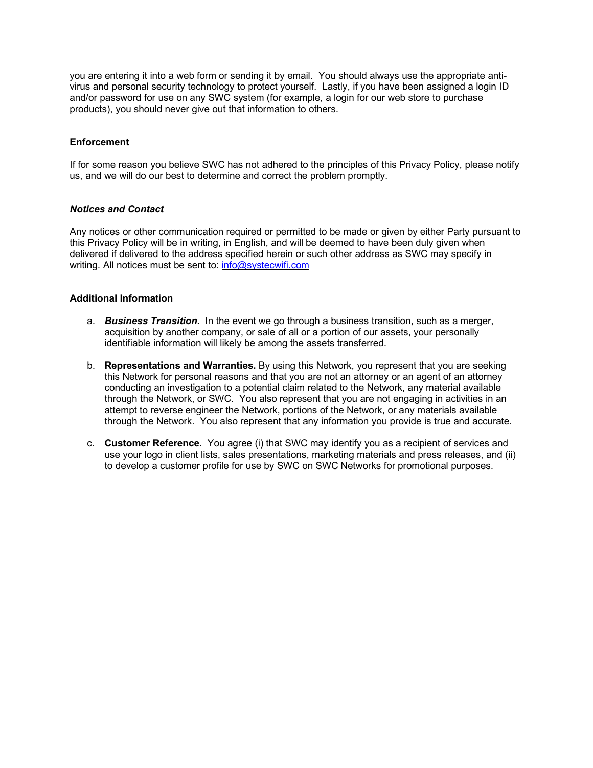you are entering it into a web form or sending it by email. You should always use the appropriate anti-virus and personal security technology to protect yourself. Lastly, if you have been assigned a login ID and/or password for use on any SWC system (for example, a login for our web store to purchase products), you should never give out that information to others.

### Enforcement

If for some reason you believe SWC has not adhered to the principles of this Privacy Policy, please notify us, and we will do our best to determine and correct the problem promptly.

### *Notices and Contact*

Any notices or other communication required or permitted to be made or given by either Party pursuant to this Privacy Policy will be in writing, in English, and will be deemed to have been duly given when delivered if delivered to the address specified herein or such other address as SWC may specify in writing. All notices must be sent to: [info@systecwifi.com](mailto:info@systecwifi.com)

### Additional Information

a. ***Business Transition.*** In the event we go through a business transition, such as a merger, acquisition by another company, or sale of all or a portion of our assets, your personally identifiable information will likely be among the assets transferred.

b. **Representations and Warranties.** By using this Network, you represent that you are seeking this Network for personal reasons and that you are not an attorney or an agent of an attorney conducting an investigation to a potential claim related to the Network, any material available through the Network, or SWC. You also represent that you are not engaging in activities in an attempt to reverse engineer the Network, portions of the Network, or any materials available through the Network. You also represent that any information you provide is true and accurate.

c. **Customer Reference.** You agree (i) that SWC may identify you as a recipient of services and use your logo in client lists, sales presentations, marketing materials and press releases, and (ii) to develop a customer profile for use by SWC on SWC Networks for promotional purposes.